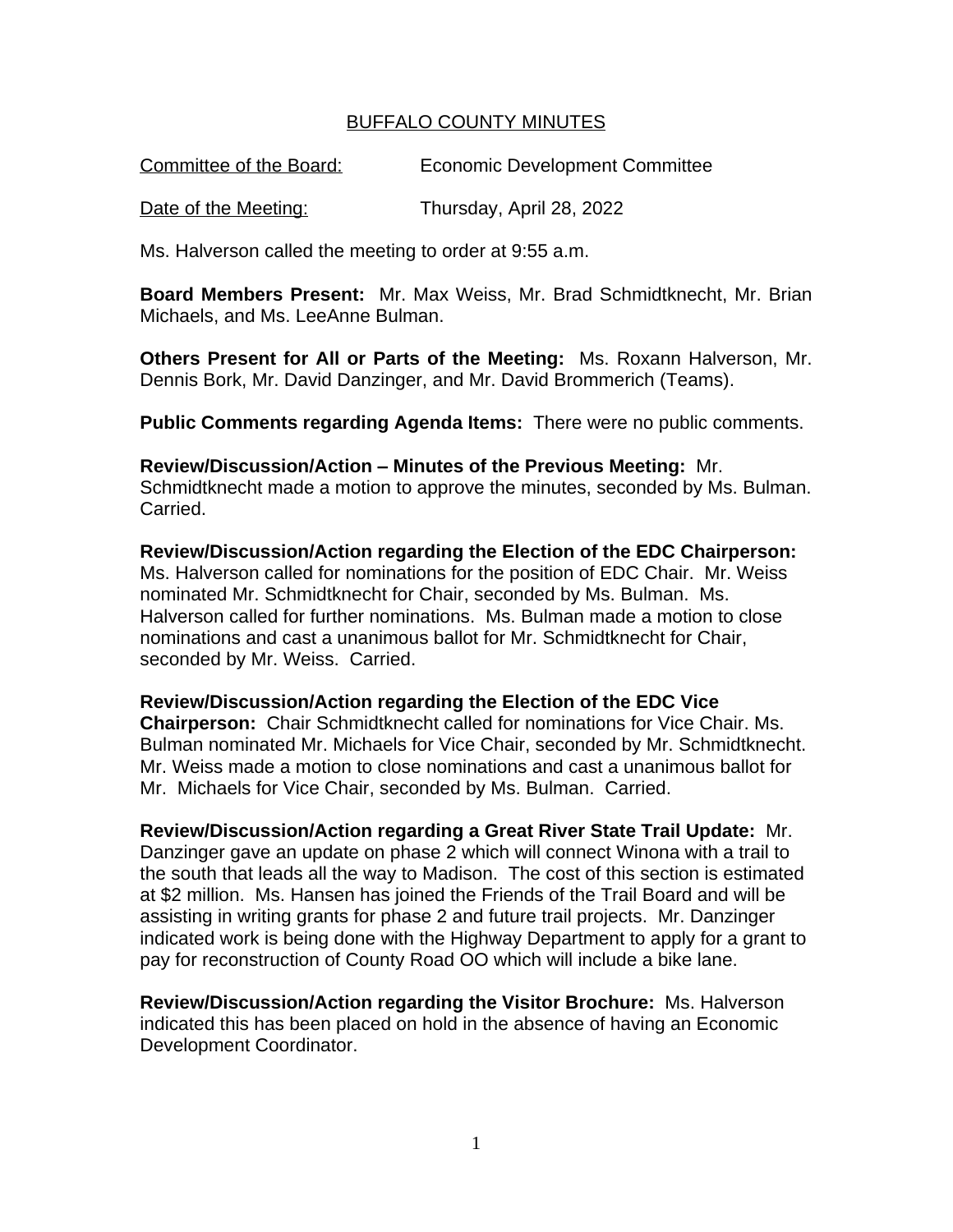# BUFFALO COUNTY MINUTES

Committee of the Board: Economic Development Committee

Date of the Meeting: Thursday, April 28, 2022

Ms. Halverson called the meeting to order at 9:55 a.m.

**Board Members Present:** Mr. Max Weiss, Mr. Brad Schmidtknecht, Mr. Brian Michaels, and Ms. LeeAnne Bulman.

**Others Present for All or Parts of the Meeting:** Ms. Roxann Halverson, Mr. Dennis Bork, Mr. David Danzinger, and Mr. David Brommerich (Teams).

**Public Comments regarding Agenda Items:** There were no public comments.

**Review/Discussion/Action – Minutes of the Previous Meeting:** Mr. Schmidtknecht made a motion to approve the minutes, seconded by Ms. Bulman. Carried.

**Review/Discussion/Action regarding the Election of the EDC Chairperson:** Ms. Halverson called for nominations for the position of EDC Chair. Mr. Weiss nominated Mr. Schmidtknecht for Chair, seconded by Ms. Bulman. Ms. Halverson called for further nominations. Ms. Bulman made a motion to close nominations and cast a unanimous ballot for Mr. Schmidtknecht for Chair, seconded by Mr. Weiss. Carried.

**Review/Discussion/Action regarding the Election of the EDC Vice Chairperson:** Chair Schmidtknecht called for nominations for Vice Chair. Ms. Bulman nominated Mr. Michaels for Vice Chair, seconded by Mr. Schmidtknecht. Mr. Weiss made a motion to close nominations and cast a unanimous ballot for Mr. Michaels for Vice Chair, seconded by Ms. Bulman. Carried.

**Review/Discussion/Action regarding a Great River State Trail Update:** Mr. Danzinger gave an update on phase 2 which will connect Winona with a trail to the south that leads all the way to Madison. The cost of this section is estimated at $2 million. Ms. Hansen has joined the Friends of the Trail Board and will be assisting in writing grants for phase 2 and future trail projects. Mr. Danzinger indicated work is being done with the Highway Department to apply for a grant to pay for reconstruction of County Road OO which will include a bike lane.

**Review/Discussion/Action regarding the Visitor Brochure:** Ms. Halverson indicated this has been placed on hold in the absence of having an Economic Development Coordinator.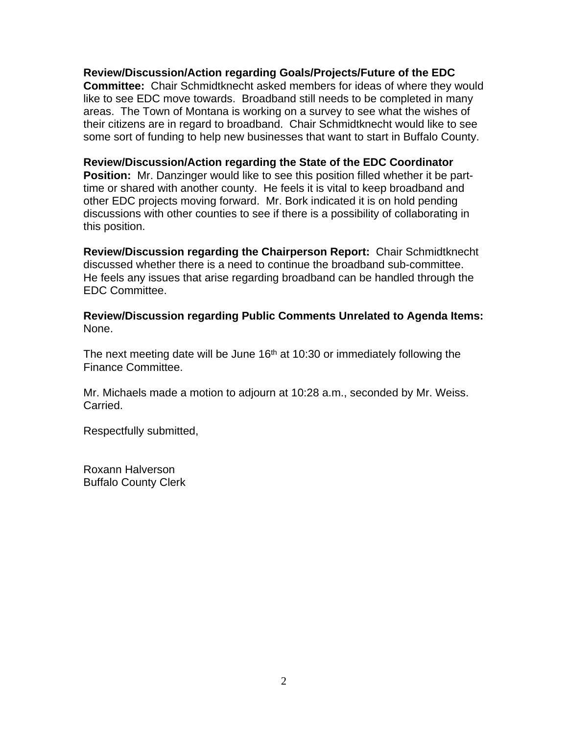**Review/Discussion/Action regarding Goals/Projects/Future of the EDC Committee:** Chair Schmidtknecht asked members for ideas of where they would like to see EDC move towards. Broadband still needs to be completed in many areas. The Town of Montana is working on a survey to see what the wishes of their citizens are in regard to broadband. Chair Schmidtknecht would like to see some sort of funding to help new businesses that want to start in Buffalo County.

**Review/Discussion/Action regarding the State of the EDC Coordinator Position:** Mr. Danzinger would like to see this position filled whether it be part-time or shared with another county. He feels it is vital to keep broadband and other EDC projects moving forward. Mr. Bork indicated it is on hold pending discussions with other counties to see if there is a possibility of collaborating in this position.

**Review/Discussion regarding the Chairperson Report:** Chair Schmidtknecht discussed whether there is a need to continue the broadband sub-committee. He feels any issues that arise regarding broadband can be handled through the EDC Committee.

**Review/Discussion regarding Public Comments Unrelated to Agenda Items:** None.

The next meeting date will be June 16th at 10:30 or immediately following the Finance Committee.

Mr. Michaels made a motion to adjourn at 10:28 a.m., seconded by Mr. Weiss. Carried.

Respectfully submitted,

Roxann Halverson
Buffalo County Clerk